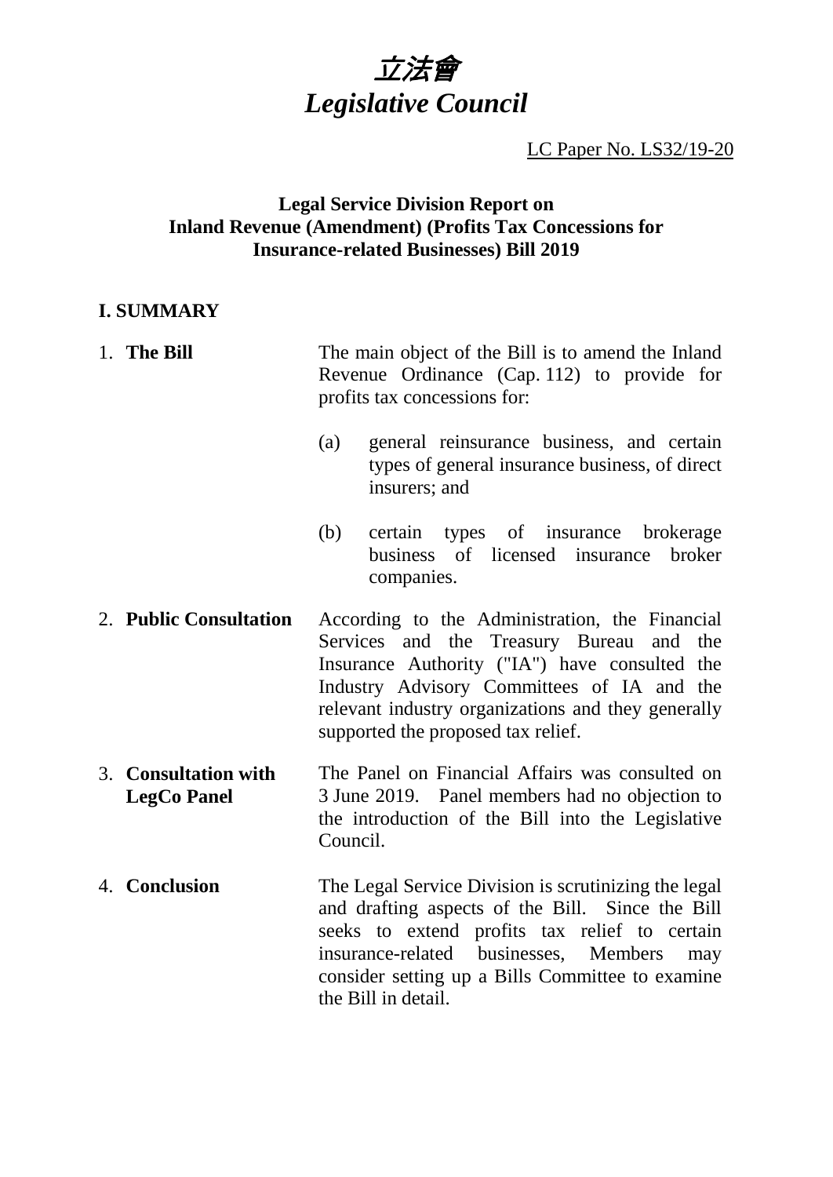*立法會*

***Legislative Council***

LC Paper No. LS32/19-20

## Legal Service Division Report on Inland Revenue (Amendment) (Profits Tax Concessions for Insurance-related Businesses) Bill 2019

### I. SUMMARY

1. **The Bill** — The main object of the Bill is to amend the Inland Revenue Ordinance (Cap. 112) to provide for profits tax concessions for:

   (a) general reinsurance business, and certain types of general insurance business, of direct insurers; and

   (b) certain types of insurance brokerage business of licensed insurance broker companies.

2. **Public Consultation** — According to the Administration, the Financial Services and the Treasury Bureau and the Insurance Authority ("IA") have consulted the Industry Advisory Committees of IA and the relevant industry organizations and they generally supported the proposed tax relief.

3. **Consultation with LegCo Panel** — The Panel on Financial Affairs was consulted on 3 June 2019. Panel members had no objection to the introduction of the Bill into the Legislative Council.

4. **Conclusion** — The Legal Service Division is scrutinizing the legal and drafting aspects of the Bill. Since the Bill seeks to extend profits tax relief to certain insurance-related businesses, Members may consider setting up a Bills Committee to examine the Bill in detail.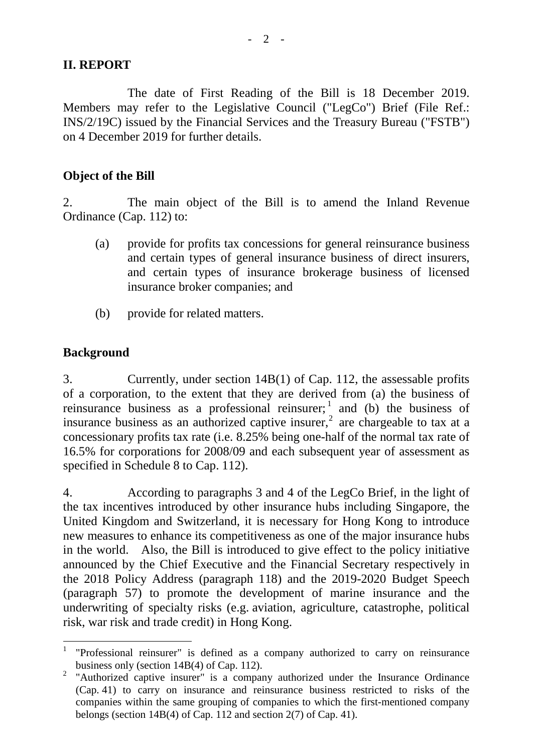## II. REPORT

The date of First Reading of the Bill is 18 December 2019. Members may refer to the Legislative Council ("LegCo") Brief (File Ref.: INS/2/19C) issued by the Financial Services and the Treasury Bureau ("FSTB") on 4 December 2019 for further details.

### Object of the Bill

2. The main object of the Bill is to amend the Inland Revenue Ordinance (Cap. 112) to:

(a) provide for profits tax concessions for general reinsurance business and certain types of general insurance business of direct insurers, and certain types of insurance brokerage business of licensed insurance broker companies; and

(b) provide for related matters.

### Background

3. Currently, under section 14B(1) of Cap. 112, the assessable profits of a corporation, to the extent that they are derived from (a) the business of reinsurance business as a professional reinsurer;[1] and (b) the business of insurance business as an authorized captive insurer,[2] are chargeable to tax at a concessionary profits tax rate (i.e. 8.25% being one-half of the normal tax rate of 16.5% for corporations for 2008/09 and each subsequent year of assessment as specified in Schedule 8 to Cap. 112).

4. According to paragraphs 3 and 4 of the LegCo Brief, in the light of the tax incentives introduced by other insurance hubs including Singapore, the United Kingdom and Switzerland, it is necessary for Hong Kong to introduce new measures to enhance its competitiveness as one of the major insurance hubs in the world. Also, the Bill is introduced to give effect to the policy initiative announced by the Chief Executive and the Financial Secretary respectively in the 2018 Policy Address (paragraph 118) and the 2019-2020 Budget Speech (paragraph 57) to promote the development of marine insurance and the underwriting of specialty risks (e.g. aviation, agriculture, catastrophe, political risk, war risk and trade credit) in Hong Kong.

---

[1] "Professional reinsurer" is defined as a company authorized to carry on reinsurance business only (section 14B(4) of Cap. 112).

[2] "Authorized captive insurer" is a company authorized under the Insurance Ordinance (Cap. 41) to carry on insurance and reinsurance business restricted to risks of the companies within the same grouping of companies to which the first-mentioned company belongs (section 14B(4) of Cap. 112 and section 2(7) of Cap. 41).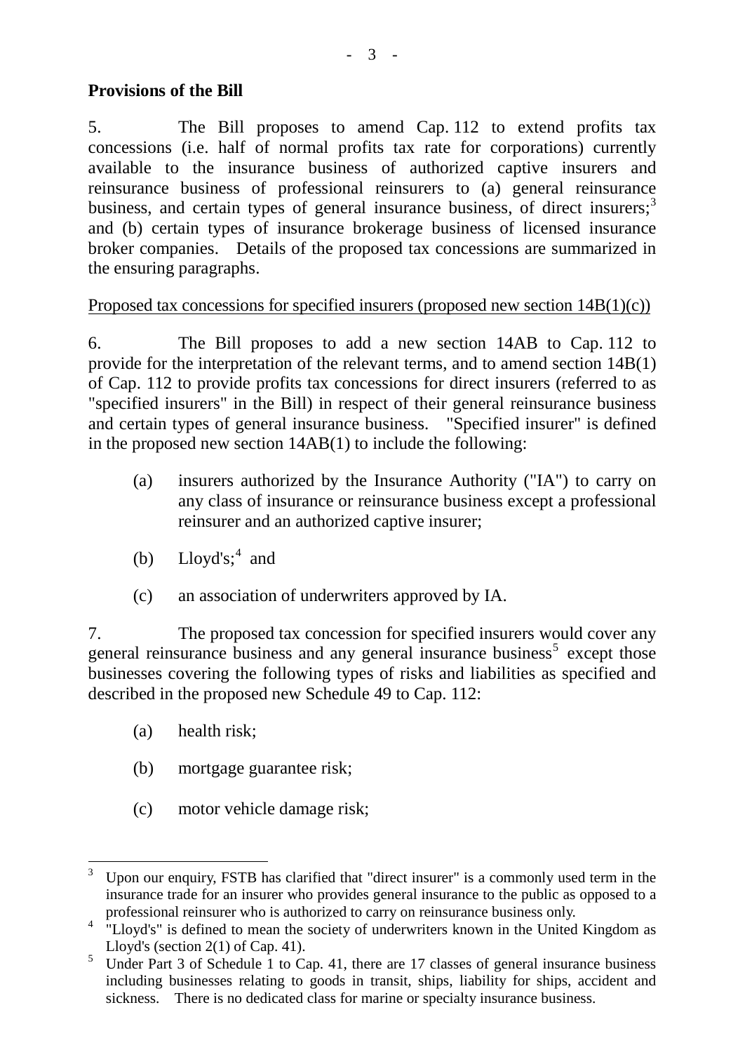**Provisions of the Bill**

5. The Bill proposes to amend Cap. 112 to extend profits tax concessions (i.e. half of normal profits tax rate for corporations) currently available to the insurance business of authorized captive insurers and reinsurance business of professional reinsurers to (a) general reinsurance business, and certain types of general insurance business, of direct insurers;[3] and (b) certain types of insurance brokerage business of licensed insurance broker companies. Details of the proposed tax concessions are summarized in the ensuring paragraphs.

Proposed tax concessions for specified insurers (proposed new section 14B(1)(c))

6. The Bill proposes to add a new section 14AB to Cap. 112 to provide for the interpretation of the relevant terms, and to amend section 14B(1) of Cap. 112 to provide profits tax concessions for direct insurers (referred to as "specified insurers" in the Bill) in respect of their general reinsurance business and certain types of general insurance business. "Specified insurer" is defined in the proposed new section 14AB(1) to include the following:

(a) insurers authorized by the Insurance Authority ("IA") to carry on any class of insurance or reinsurance business except a professional reinsurer and an authorized captive insurer;

(b) Lloyd's;[4] and

(c) an association of underwriters approved by IA.

7. The proposed tax concession for specified insurers would cover any general reinsurance business and any general insurance business[5] except those businesses covering the following types of risks and liabilities as specified and described in the proposed new Schedule 49 to Cap. 112:

(a) health risk;

(b) mortgage guarantee risk;

(c) motor vehicle damage risk;

---

[3] Upon our enquiry, FSTB has clarified that "direct insurer" is a commonly used term in the insurance trade for an insurer who provides general insurance to the public as opposed to a professional reinsurer who is authorized to carry on reinsurance business only.

[4] "Lloyd's" is defined to mean the society of underwriters known in the United Kingdom as Lloyd's (section 2(1) of Cap. 41).

[5] Under Part 3 of Schedule 1 to Cap. 41, there are 17 classes of general insurance business including businesses relating to goods in transit, ships, liability for ships, accident and sickness. There is no dedicated class for marine or specialty insurance business.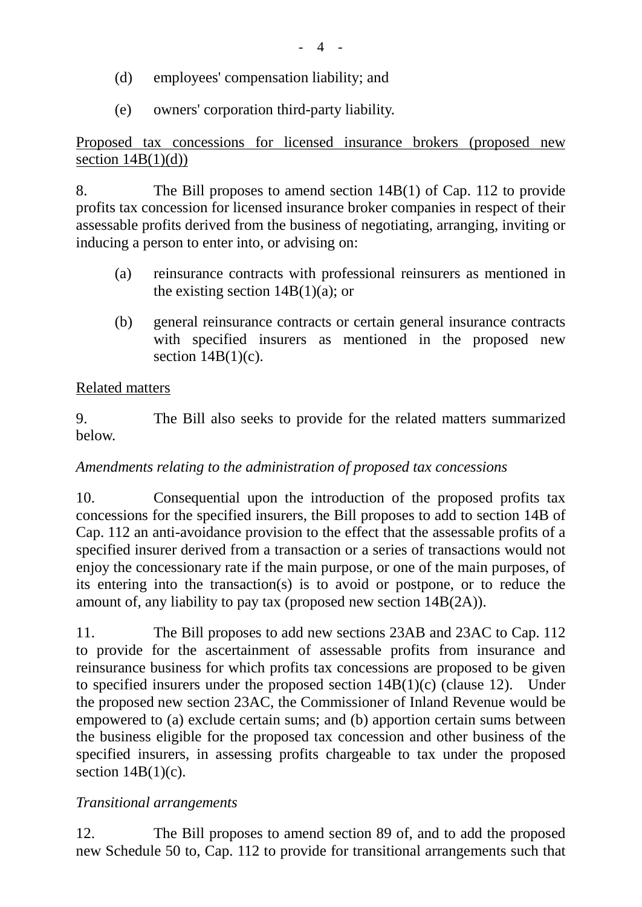(d) employees' compensation liability; and

(e) owners' corporation third-party liability.

Proposed tax concessions for licensed insurance brokers (proposed new section 14B(1)(d))

8. The Bill proposes to amend section 14B(1) of Cap. 112 to provide profits tax concession for licensed insurance broker companies in respect of their assessable profits derived from the business of negotiating, arranging, inviting or inducing a person to enter into, or advising on:

(a) reinsurance contracts with professional reinsurers as mentioned in the existing section 14B(1)(a); or

(b) general reinsurance contracts or certain general insurance contracts with specified insurers as mentioned in the proposed new section 14B(1)(c).

Related matters

9. The Bill also seeks to provide for the related matters summarized below.

*Amendments relating to the administration of proposed tax concessions*

10. Consequential upon the introduction of the proposed profits tax concessions for the specified insurers, the Bill proposes to add to section 14B of Cap. 112 an anti-avoidance provision to the effect that the assessable profits of a specified insurer derived from a transaction or a series of transactions would not enjoy the concessionary rate if the main purpose, or one of the main purposes, of its entering into the transaction(s) is to avoid or postpone, or to reduce the amount of, any liability to pay tax (proposed new section 14B(2A)).

11. The Bill proposes to add new sections 23AB and 23AC to Cap. 112 to provide for the ascertainment of assessable profits from insurance and reinsurance business for which profits tax concessions are proposed to be given to specified insurers under the proposed section 14B(1)(c) (clause 12). Under the proposed new section 23AC, the Commissioner of Inland Revenue would be empowered to (a) exclude certain sums; and (b) apportion certain sums between the business eligible for the proposed tax concession and other business of the specified insurers, in assessing profits chargeable to tax under the proposed section 14B(1)(c).

*Transitional arrangements*

12. The Bill proposes to amend section 89 of, and to add the proposed new Schedule 50 to, Cap. 112 to provide for transitional arrangements such that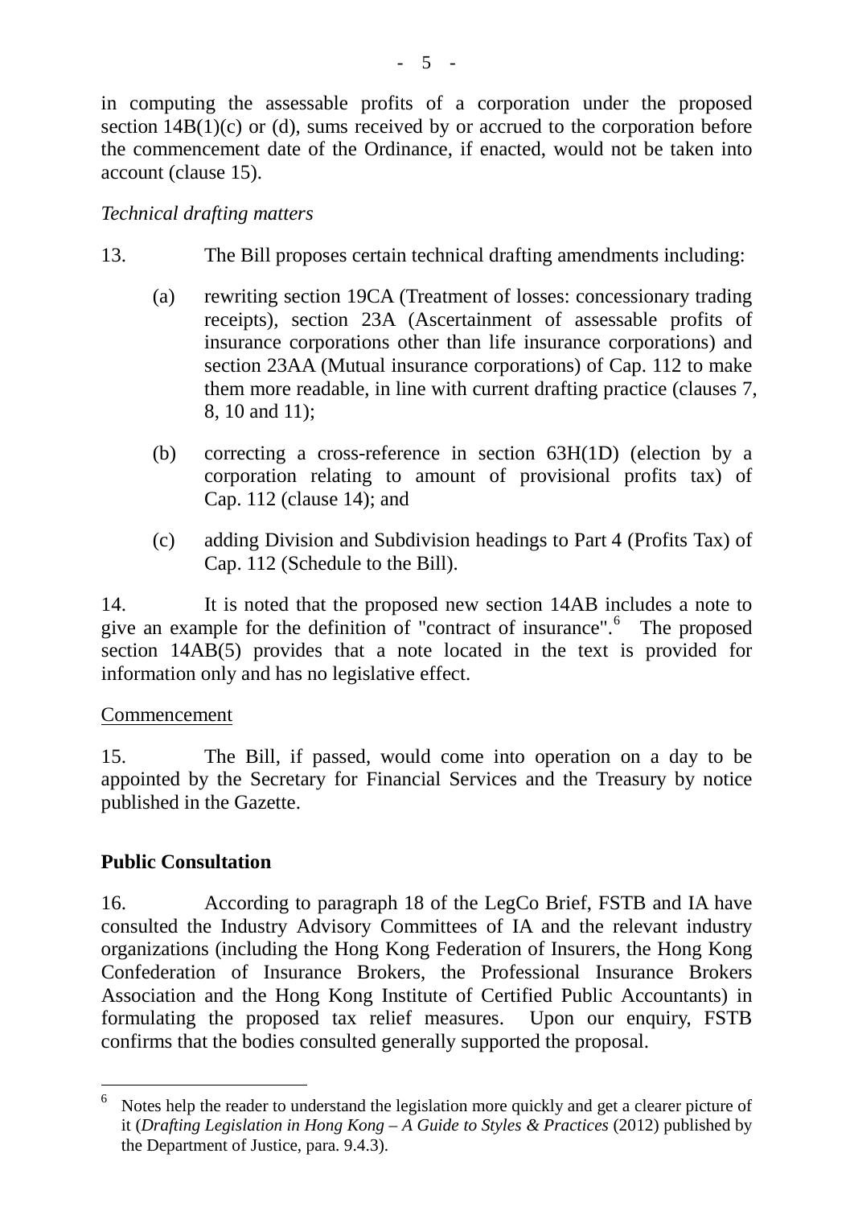in computing the assessable profits of a corporation under the proposed section 14B(1)(c) or (d), sums received by or accrued to the corporation before the commencement date of the Ordinance, if enacted, would not be taken into account (clause 15).

*Technical drafting matters*

13. The Bill proposes certain technical drafting amendments including:

(a) rewriting section 19CA (Treatment of losses: concessionary trading receipts), section 23A (Ascertainment of assessable profits of insurance corporations other than life insurance corporations) and section 23AA (Mutual insurance corporations) of Cap. 112 to make them more readable, in line with current drafting practice (clauses 7, 8, 10 and 11);

(b) correcting a cross-reference in section 63H(1D) (election by a corporation relating to amount of provisional profits tax) of Cap. 112 (clause 14); and

(c) adding Division and Subdivision headings to Part 4 (Profits Tax) of Cap. 112 (Schedule to the Bill).

14. It is noted that the proposed new section 14AB includes a note to give an example for the definition of "contract of insurance".[6] The proposed section 14AB(5) provides that a note located in the text is provided for information only and has no legislative effect.

<u>Commencement</u>

15. The Bill, if passed, would come into operation on a day to be appointed by the Secretary for Financial Services and the Treasury by notice published in the Gazette.

## Public Consultation

16. According to paragraph 18 of the LegCo Brief, FSTB and IA have consulted the Industry Advisory Committees of IA and the relevant industry organizations (including the Hong Kong Federation of Insurers, the Hong Kong Confederation of Insurance Brokers, the Professional Insurance Brokers Association and the Hong Kong Institute of Certified Public Accountants) in formulating the proposed tax relief measures. Upon our enquiry, FSTB confirms that the bodies consulted generally supported the proposal.

---

[6] Notes help the reader to understand the legislation more quickly and get a clearer picture of it (*Drafting Legislation in Hong Kong – A Guide to Styles & Practices* (2012) published by the Department of Justice, para. 9.4.3).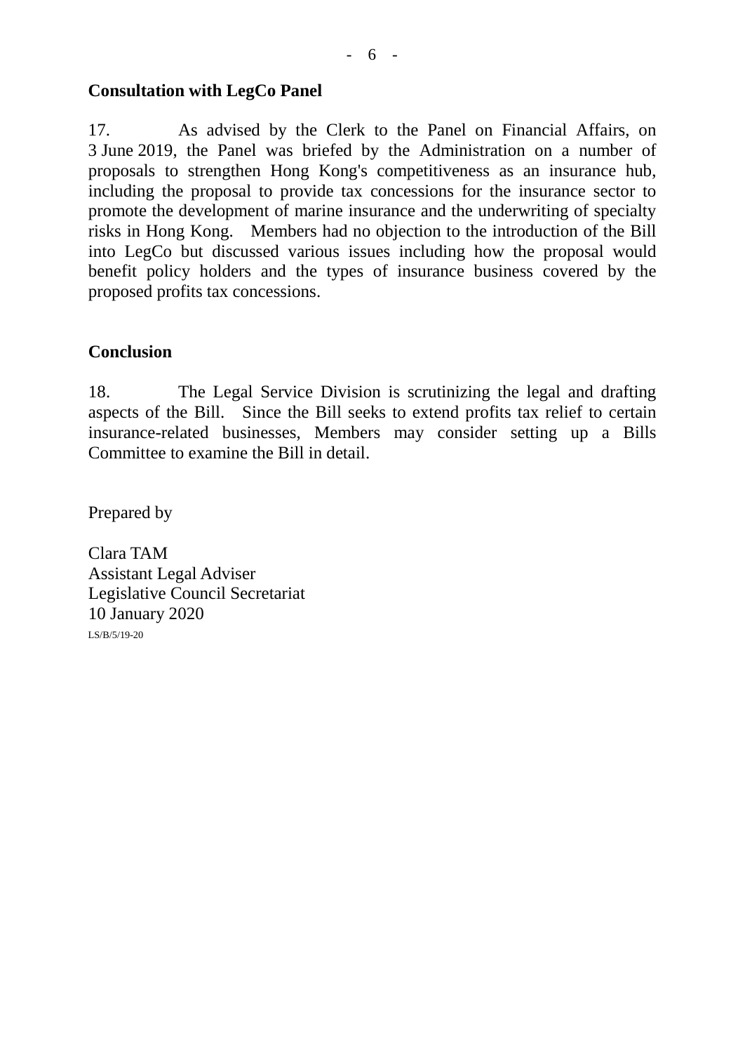## Consultation with LegCo Panel

17. As advised by the Clerk to the Panel on Financial Affairs, on 3 June 2019, the Panel was briefed by the Administration on a number of proposals to strengthen Hong Kong's competitiveness as an insurance hub, including the proposal to provide tax concessions for the insurance sector to promote the development of marine insurance and the underwriting of specialty risks in Hong Kong. Members had no objection to the introduction of the Bill into LegCo but discussed various issues including how the proposal would benefit policy holders and the types of insurance business covered by the proposed profits tax concessions.

## Conclusion

18. The Legal Service Division is scrutinizing the legal and drafting aspects of the Bill. Since the Bill seeks to extend profits tax relief to certain insurance-related businesses, Members may consider setting up a Bills Committee to examine the Bill in detail.

Prepared by

Clara TAM
Assistant Legal Adviser
Legislative Council Secretariat
10 January 2020
LS/B/5/19-20